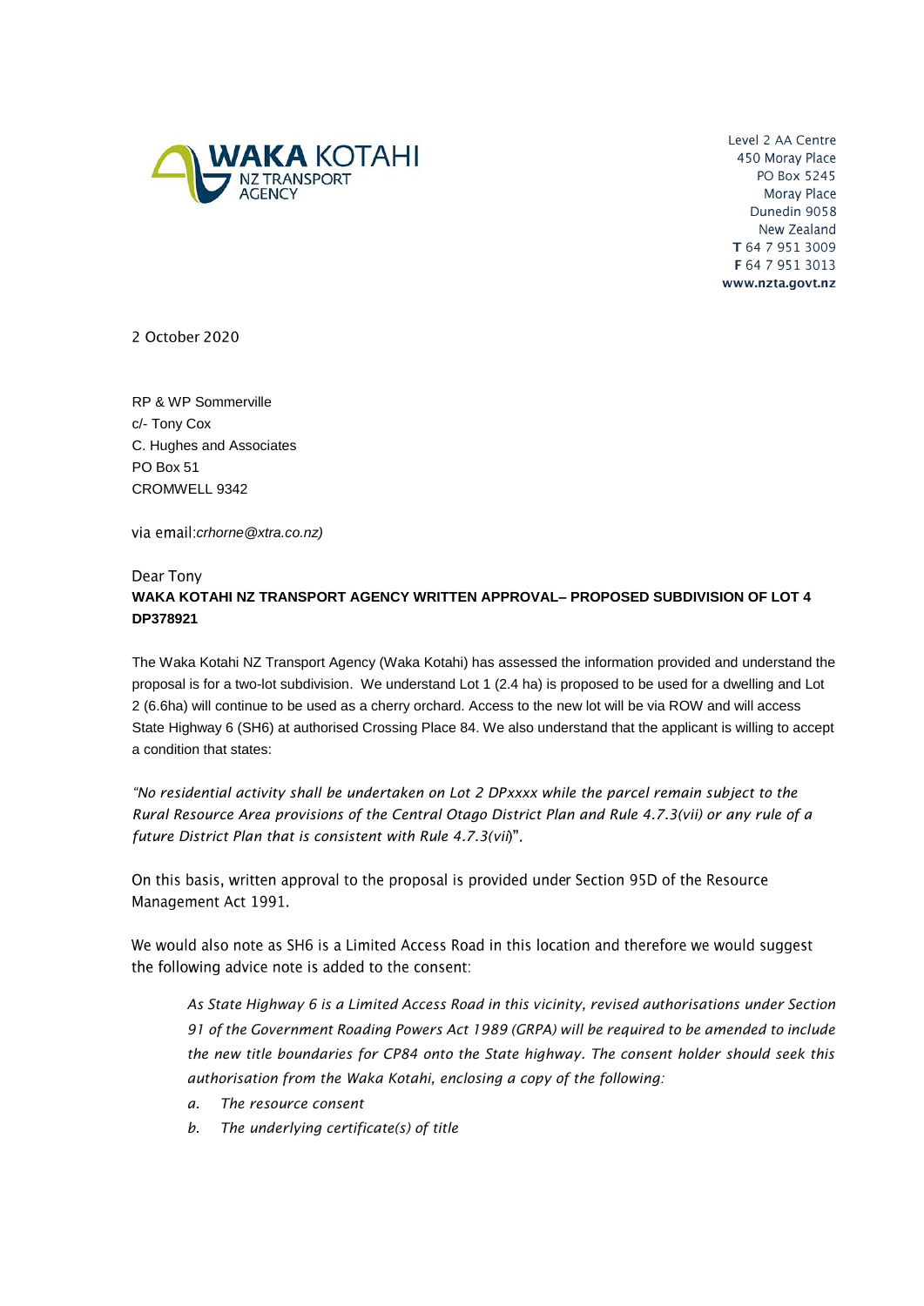WAKA KOTAHI NZ TRANSPORT AGENCY

Level 2 AA Centre
450 Moray Place
PO Box 5245
Moray Place
Dunedin 9058
New Zealand
**T** 64 7 951 3009
**F** 64 7 951 3013
**www.nzta.govt.nz**

2 October 2020

RP & WP Sommerville
c/- Tony Cox
C. Hughes and Associates
PO Box 51
CROMWELL 9342

via email:*crhorne@xtra.co.nz)*

Dear Tony

**WAKA KOTAHI NZ TRANSPORT AGENCY WRITTEN APPROVAL– PROPOSED SUBDIVISION OF LOT 4 DP378921**

The Waka Kotahi NZ Transport Agency (Waka Kotahi) has assessed the information provided and understand the proposal is for a two-lot subdivision. We understand Lot 1 (2.4 ha) is proposed to be used for a dwelling and Lot 2 (6.6ha) will continue to be used as a cherry orchard. Access to the new lot will be via ROW and will access State Highway 6 (SH6) at authorised Crossing Place 84. We also understand that the applicant is willing to accept a condition that states:

*"No residential activity shall be undertaken on Lot 2 DPxxxx while the parcel remain subject to the Rural Resource Area provisions of the Central Otago District Plan and Rule 4.7.3(vii) or any rule of a future District Plan that is consistent with Rule 4.7.3(vii)*".

On this basis, written approval to the proposal is provided under Section 95D of the Resource Management Act 1991.

We would also note as SH6 is a Limited Access Road in this location and therefore we would suggest the following advice note is added to the consent:

> *As State Highway 6 is a Limited Access Road in this vicinity, revised authorisations under Section 91 of the Government Roading Powers Act 1989 (GRPA) will be required to be amended to include the new title boundaries for CP84 onto the State highway. The consent holder should seek this authorisation from the Waka Kotahi, enclosing a copy of the following:*
>
> *a. The resource consent*
>
> *b. The underlying certificate(s) of title*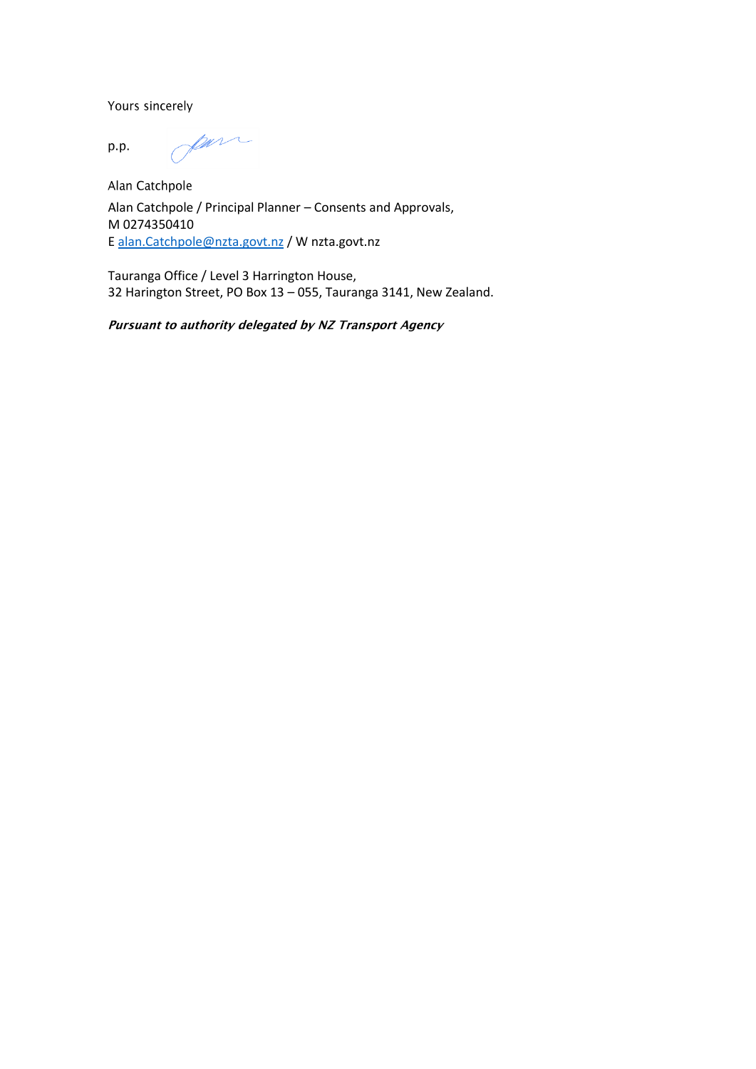Yours sincerely

p.p.

Alan Catchpole

Alan Catchpole / Principal Planner – Consents and Approvals,
M 0274350410
E alan.Catchpole@nzta.govt.nz / W nzta.govt.nz

Tauranga Office / Level 3 Harrington House,
32 Harington Street, PO Box 13 – 055, Tauranga 3141, New Zealand.

***Pursuant to authority delegated by NZ Transport Agency***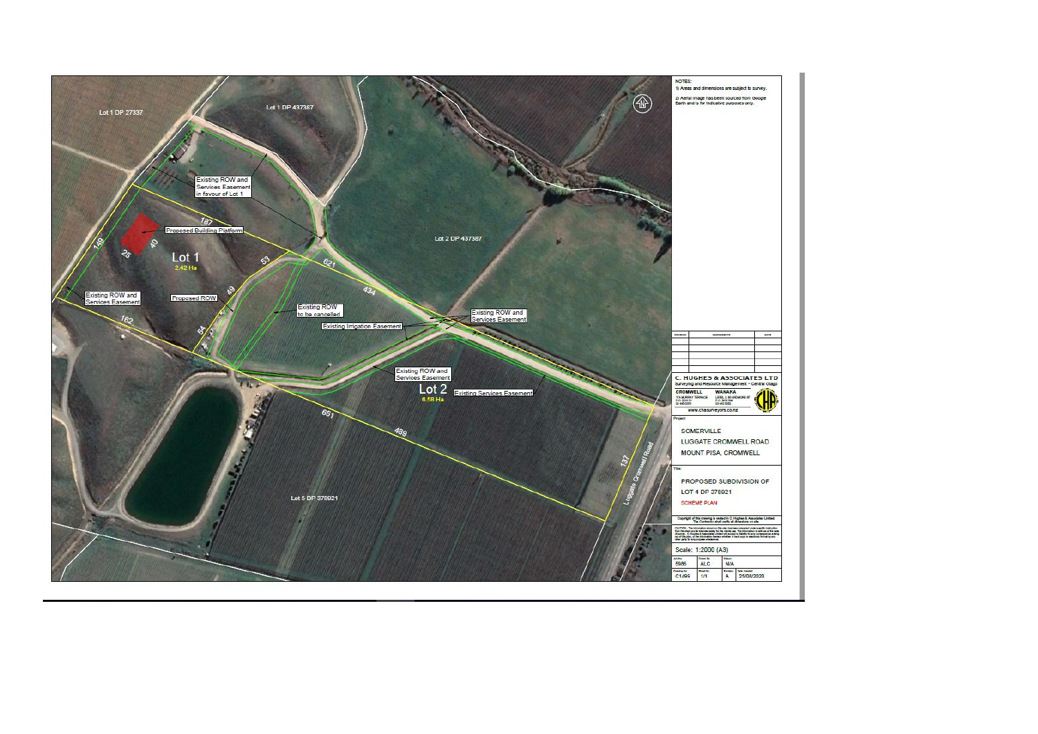Lot 1 DP 27337

Lot 1 DP 437387

Existing ROW and Services Easement in favour of Lot 1

Proposed Building Platform

187

149

40

25

Lot 1

2.42 Ha

53

621

Lot 2 DP 437387

Existing ROW and Services Easement

Proposed ROW

49

Existing ROW to be cancelled

434

162

54

Existing Irrigation Easement

Existing ROW and Services Easement

Existing ROW and Services Easement

Lot 2

6.58 Ha

Existing Services Easement

651

489

137

Luggate Cromwell Road

Lot 5 DP 378921

**NOTES:**

1) Areas and dimensions are subject to survey.

2) Aerial image has been sourced from Google Earth and is for indicative purposes only.

**C. HUGHES & ASSOCIATES LTD**

Surveying and Resource Management - Central Otago

**CROMWELL**

**WANAKA**

www.chasurveyors.co.nz

Project:

SOMERVILLE

LUGGATE CROMWELL ROAD

MOUNT PISA, CROMWELL

Title:

PROPOSED SUBDIVISION OF

LOT 4 DP 378921

SCHEME PLAN

Copyright of this drawing is vested in C. Hughes & Associates Limited. The Contractor shall verify all dimensions on site.

Scale: 1:2000 (A3)

| Job No. | Drawn By | Datum |
| --- | --- | --- |
| 5986 | ALC | N/A |
| Drawing No. | Sheet No. | Revision / Date Created |
| C1499 | 1/1 | A 25/08/2020 |